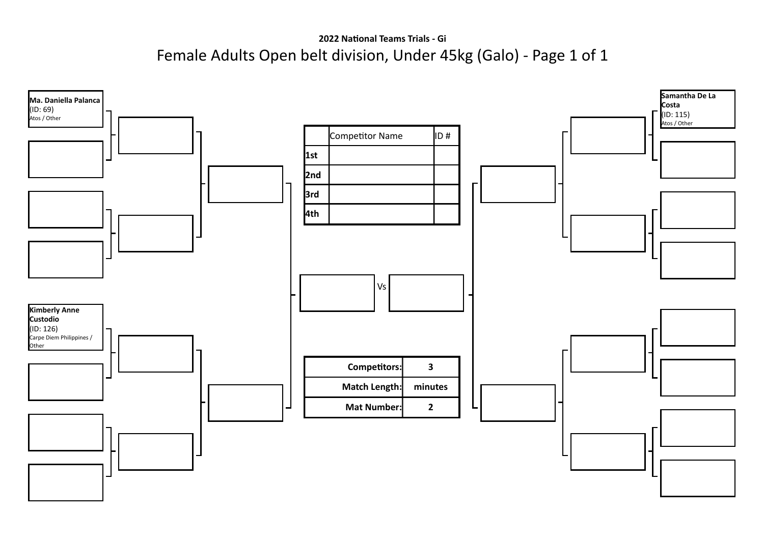**2022 National Teams Trials - Gi**

# Female Adults Open belt division, Under 45kg (Galo) - Page 1 of 1

**Ma. Daniella Palanca**
(ID: 69)
Atos / Other

**Kimberly Anne Custodio**
(ID: 126)
Carpe Diem Philippines / Other

**Samantha De La Costa**
(ID: 115)
Atos / Other

| | Competitor Name | ID # |
|---|---|---|
| **1st** | | |
| **2nd** | | |
| **3rd** | | |
| **4th** | | |

Vs

| | |
|---|---|
| **Competitors:** | **3** |
| **Match Length:** | **minutes** |
| **Mat Number:** | **2** |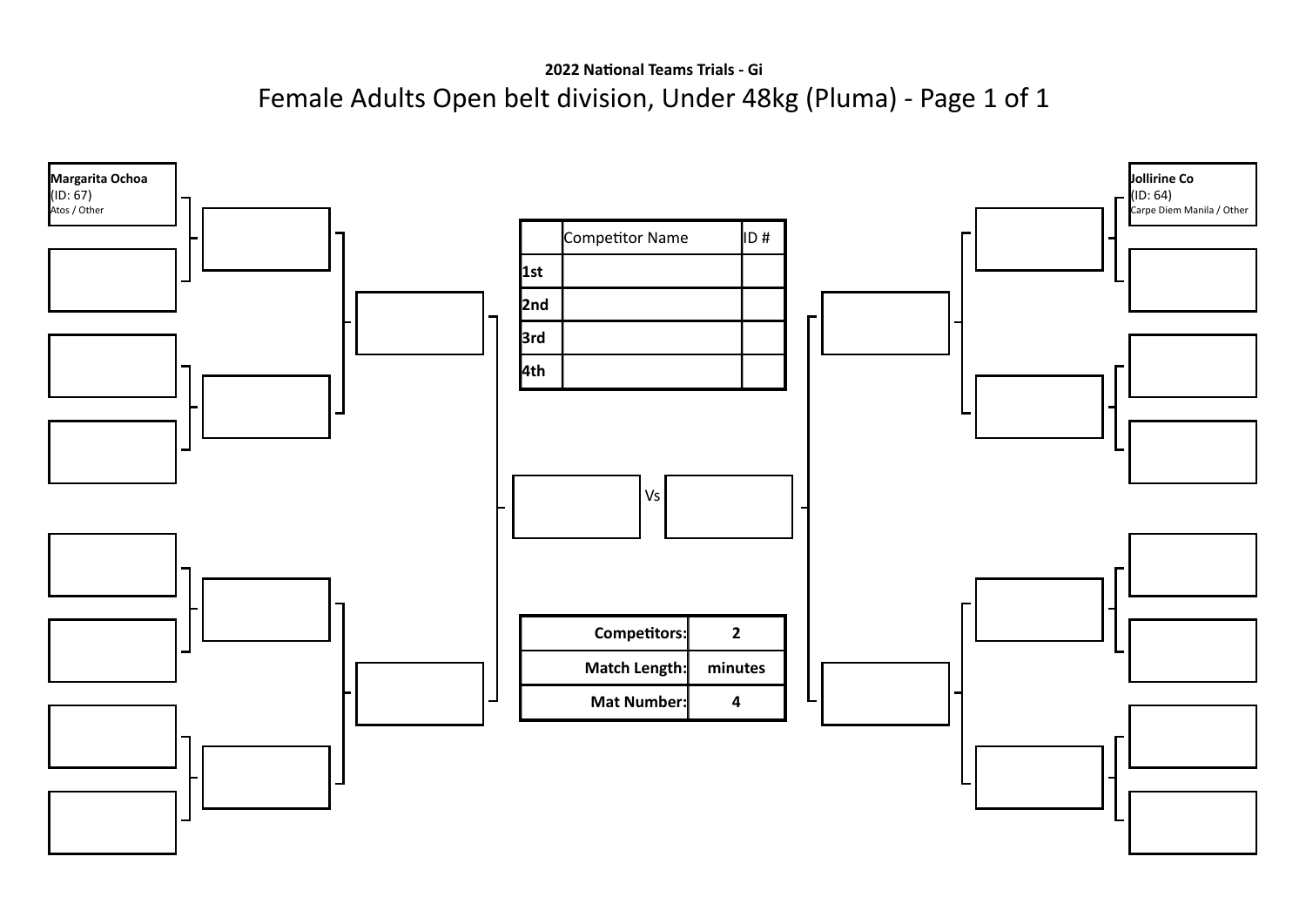**2022 National Teams Trials - Gi**

# Female Adults Open belt division, Under 48kg (Pluma) - Page 1 of 1

**Margarita Ochoa**
(ID: 67)
Atos / Other

**Jollirine Co**
(ID: 64)
Carpe Diem Manila / Other

| | Competitor Name | ID # |
|---|---|---|
| **1st** | | |
| **2nd** | | |
| **3rd** | | |
| **4th** | | |

Vs

| | |
|---|---|
| **Competitors:** | **2** |
| **Match Length:** | **minutes** |
| **Mat Number:** | **4** |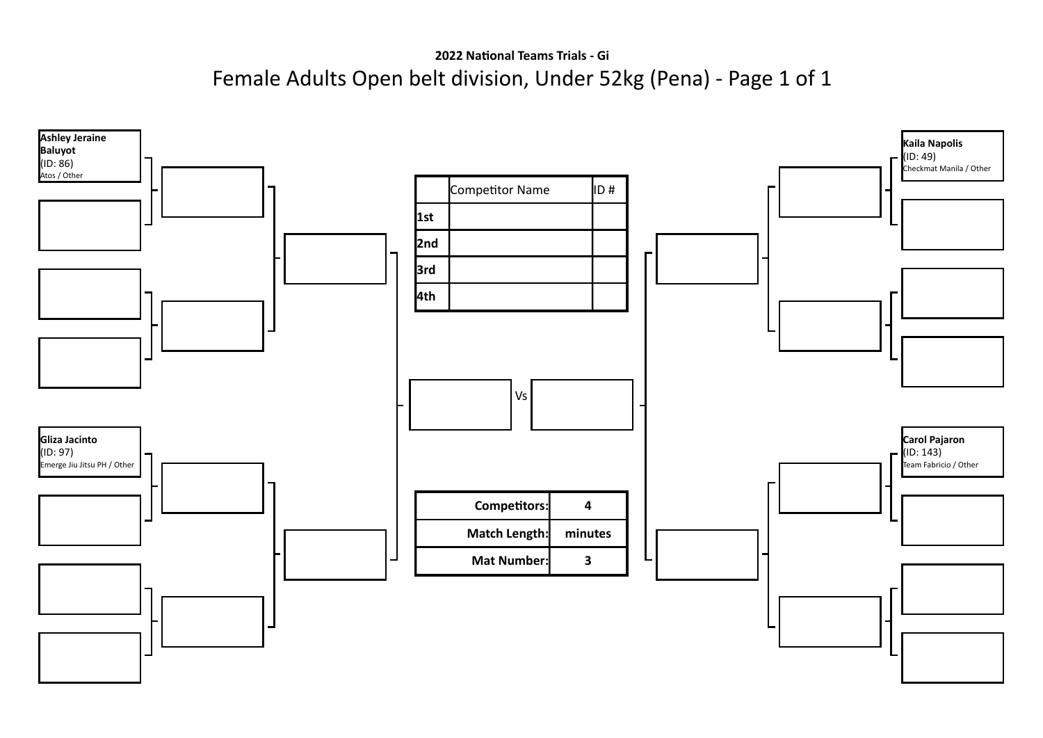**2022 National Teams Trials - Gi**

# Female Adults Open belt division, Under 52kg (Pena) - Page 1 of 1

**Ashley Jeraine Baluyot**
(ID: 86)
Atos / Other

**Gliza Jacinto**
(ID: 97)
Emerge Jiu Jitsu PH / Other

**Kaila Napolis**
(ID: 49)
Checkmat Manila / Other

**Carol Pajaron**
(ID: 143)
Team Fabricio / Other

| | Competitor Name | ID # |
|---|---|---|
| 1st | | |
| 2nd | | |
| 3rd | | |
| 4th | | |

Vs

| | |
|---|---|
| **Competitors:** | **4** |
| **Match Length:** | **minutes** |
| **Mat Number:** | **3** |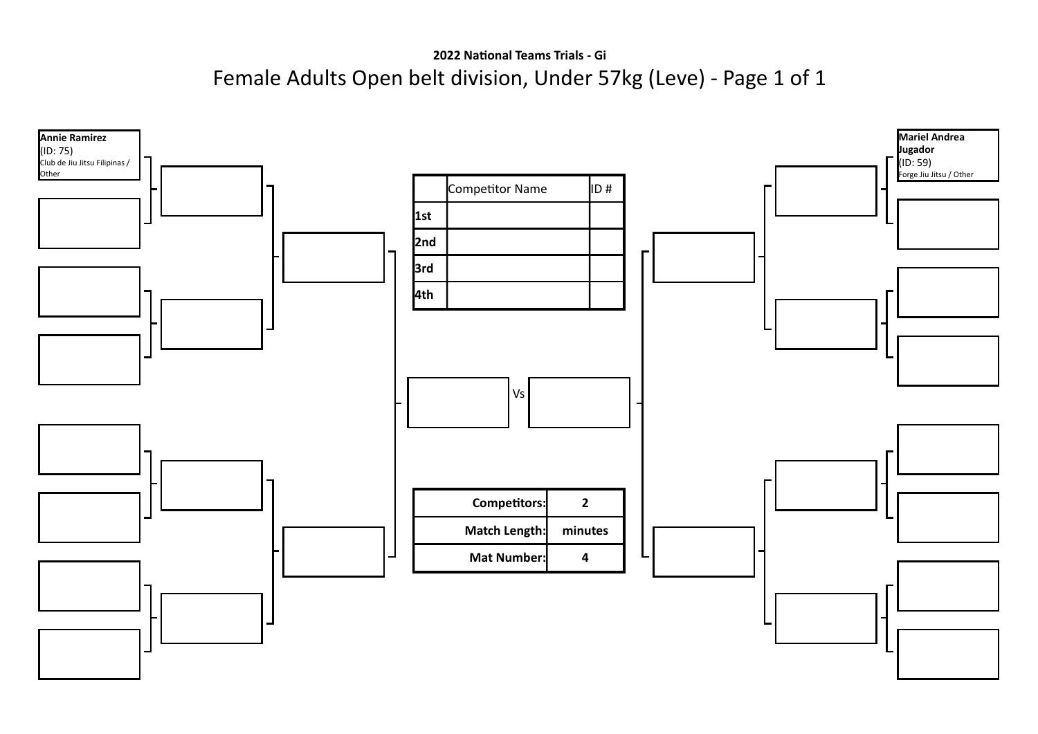**2022 National Teams Trials - Gi**

# Female Adults Open belt division, Under 57kg (Leve) - Page 1 of 1

**Annie Ramirez**
(ID: 75)
Club de Jiu Jitsu Filipinas / Other

**Mariel Andrea Jugador**
(ID: 59)
Forge Jiu Jitsu / Other

| | Competitor Name | ID # |
|---|---|---|
| **1st** | | |
| **2nd** | | |
| **3rd** | | |
| **4th** | | |

Vs

| | |
|---|---|
| **Competitors:** | **2** |
| **Match Length:** | **minutes** |
| **Mat Number:** | **4** |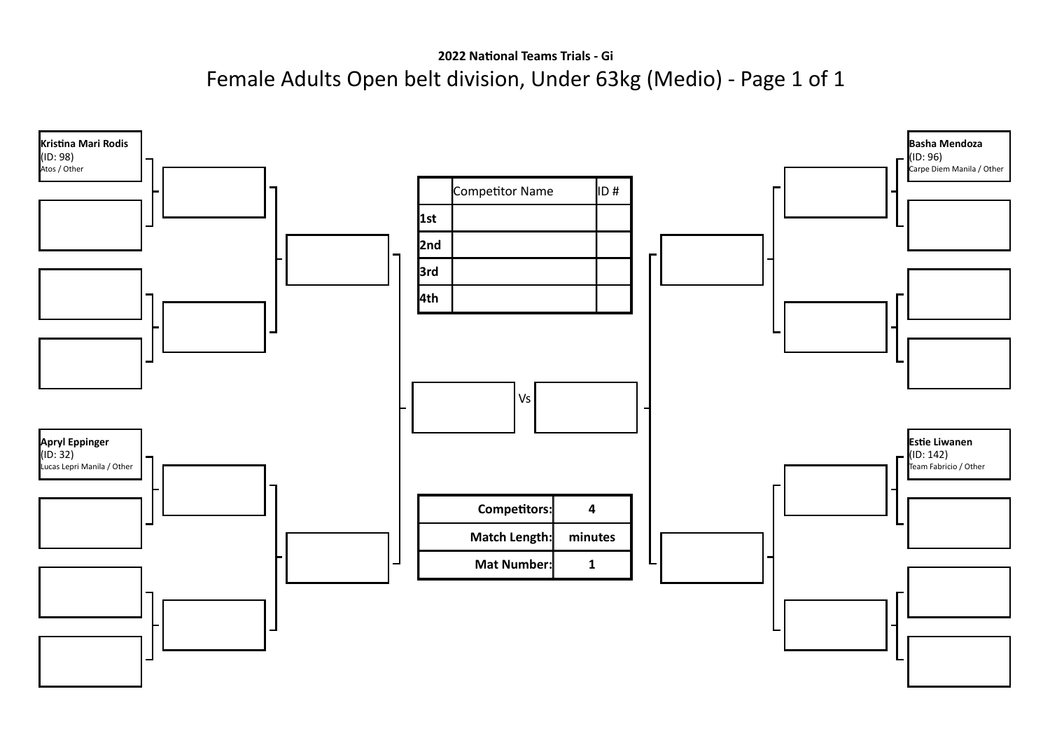**2022 National Teams Trials - Gi**

# Female Adults Open belt division, Under 63kg (Medio) - Page 1 of 1

**Kristina Mari Rodis**
(ID: 98)
Atos / Other

**Apryl Eppinger**
(ID: 32)
Lucas Lepri Manila / Other

**Basha Mendoza**
(ID: 96)
Carpe Diem Manila / Other

**Estie Liwanen**
(ID: 142)
Team Fabricio / Other

| | Competitor Name | ID # |
|---|---|---|
| **1st** | | |
| **2nd** | | |
| **3rd** | | |
| **4th** | | |

Vs

| | |
|---|---|
| **Competitors:** | **4** |
| **Match Length:** | **minutes** |
| **Mat Number:** | **1** |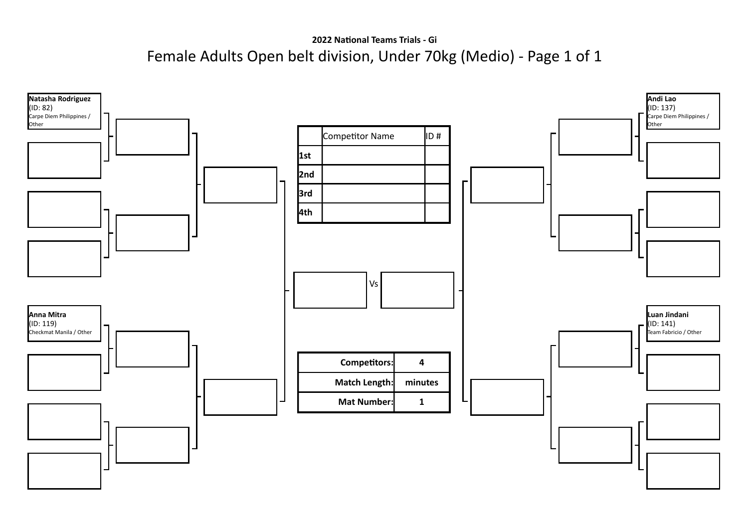**2022 National Teams Trials - Gi**

# Female Adults Open belt division, Under 70kg (Medio) - Page 1 of 1

**Natasha Rodriguez**
(ID: 82)
Carpe Diem Philippines / Other

**Anna Mitra**
(ID: 119)
Checkmat Manila / Other

**Andi Lao**
(ID: 137)
Carpe Diem Philippines / Other

**Luan Jindani**
(ID: 141)
Team Fabricio / Other

| | Competitor Name | ID # |
|---|---|---|
| **1st** | | |
| **2nd** | | |
| **3rd** | | |
| **4th** | | |

Vs

| | |
|---|---|
| **Competitors:** | **4** |
| **Match Length:** | **minutes** |
| **Mat Number:** | **1** |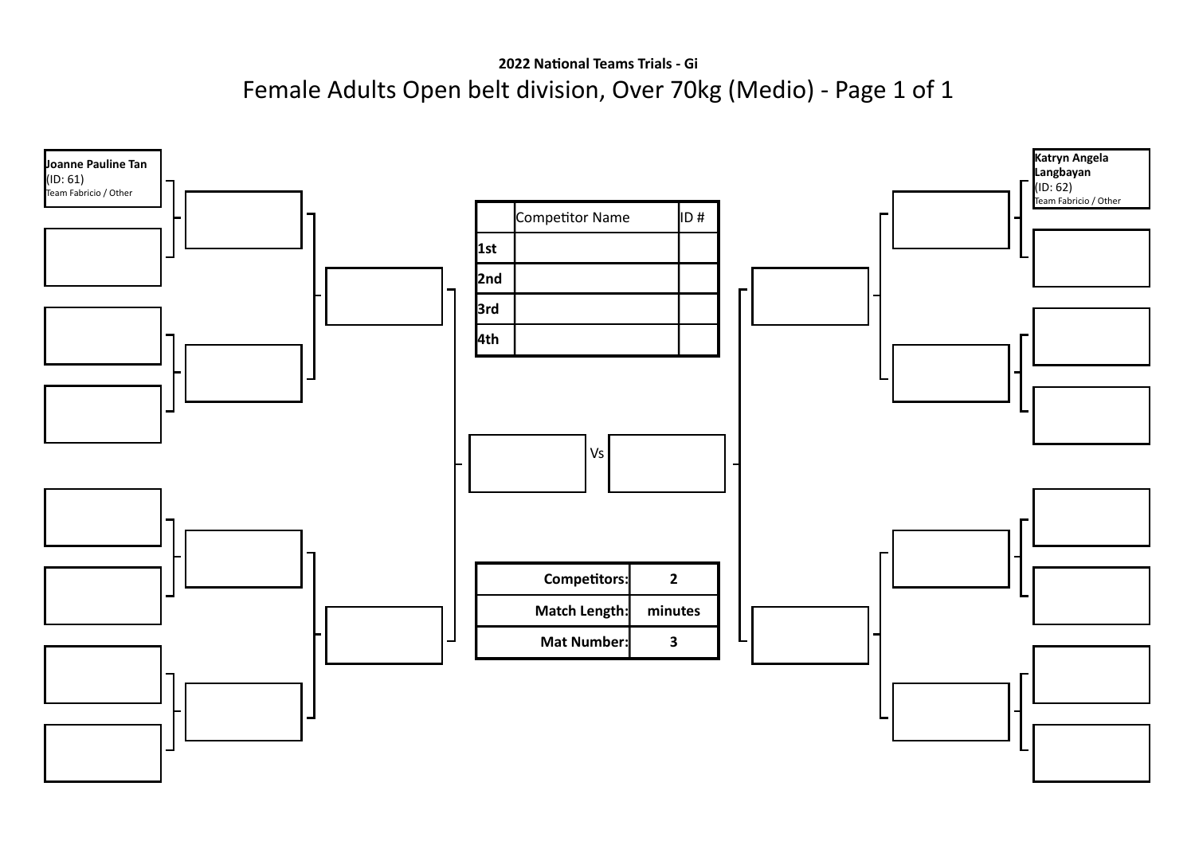**2022 National Teams Trials - Gi**

# Female Adults Open belt division, Over 70kg (Medio) - Page 1 of 1

**Joanne Pauline Tan**
(ID: 61)
Team Fabricio / Other

**Katryn Angela Langbayan**
(ID: 62)
Team Fabricio / Other

| | Competitor Name | ID # |
|---|---|---|
| **1st** | | |
| **2nd** | | |
| **3rd** | | |
| **4th** | | |

Vs

| | |
|---|---|
| **Competitors:** | **2** |
| **Match Length:** | **minutes** |
| **Mat Number:** | **3** |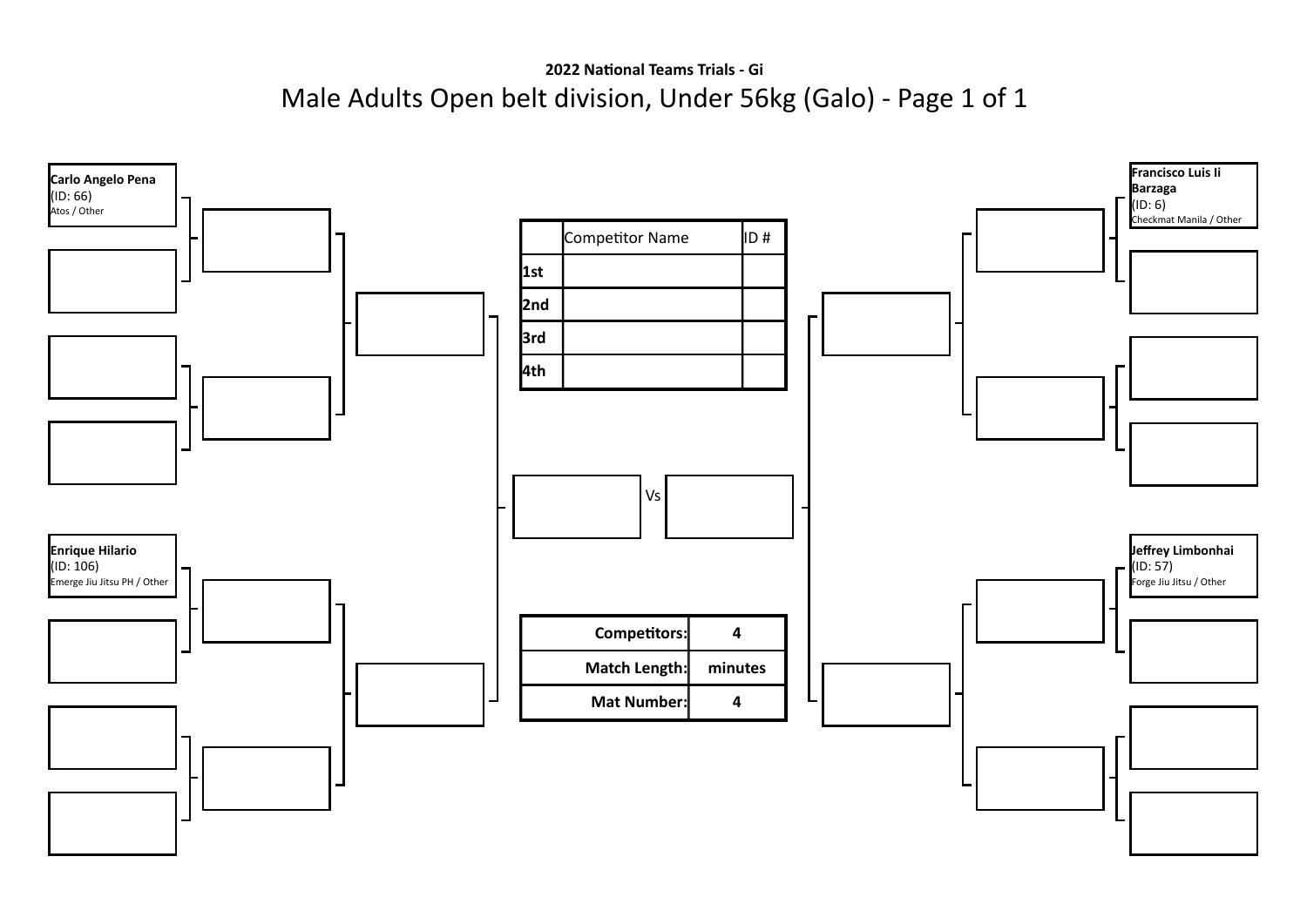**2022 National Teams Trials - Gi**

# Male Adults Open belt division, Under 56kg (Galo) - Page 1 of 1

**Carlo Angelo Pena**
(ID: 66)
Atos / Other

**Enrique Hilario**
(ID: 106)
Emerge Jiu Jitsu PH / Other

**Francisco Luis Ii Barzaga**
(ID: 6)
Checkmat Manila / Other

**Jeffrey Limbonhai**
(ID: 57)
Forge Jiu Jitsu / Other

| | Competitor Name | ID # |
|---|---|---|
| **1st** | | |
| **2nd** | | |
| **3rd** | | |
| **4th** | | |

Vs

| | |
|---|---|
| **Competitors:** | **4** |
| **Match Length:** | **minutes** |
| **Mat Number:** | **4** |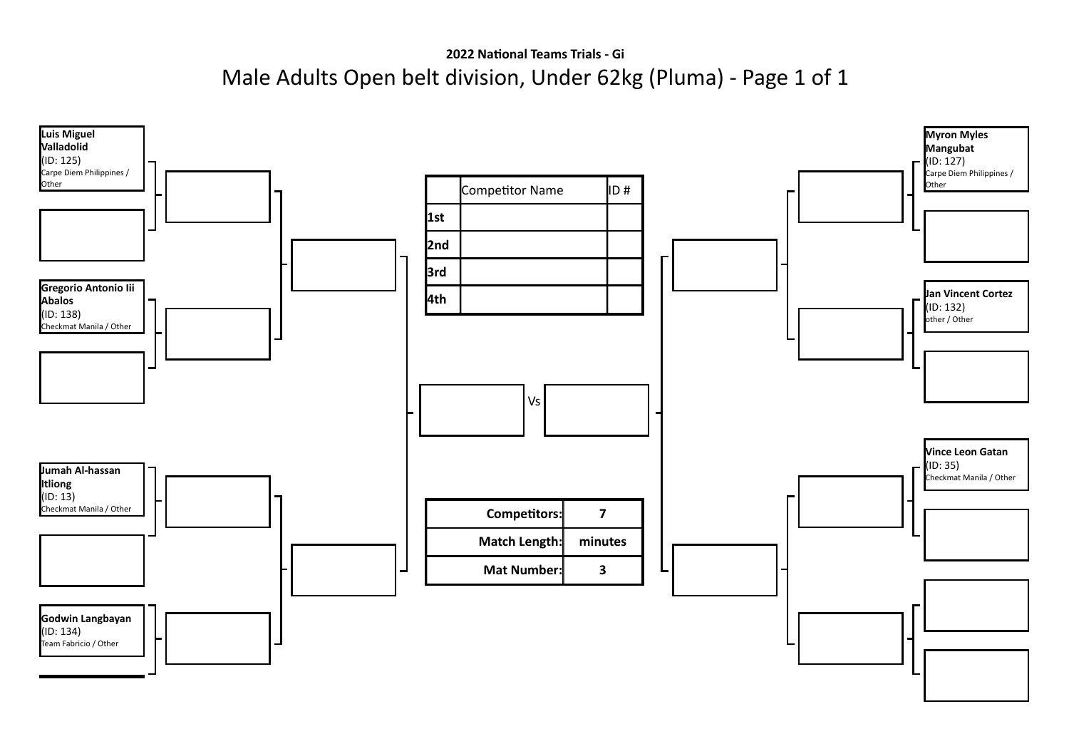**2022 National Teams Trials - Gi**

# Male Adults Open belt division, Under 62kg (Pluma) - Page 1 of 1

**Luis Miguel Valladolid**
(ID: 125)
Carpe Diem Philippines / Other

**Gregorio Antonio Iii Abalos**
(ID: 138)
Checkmat Manila / Other

**Jumah Al-hassan Itliong**
(ID: 13)
Checkmat Manila / Other

**Godwin Langbayan**
(ID: 134)
Team Fabricio / Other

**Myron Myles Mangubat**
(ID: 127)
Carpe Diem Philippines / Other

**Jan Vincent Cortez**
(ID: 132)
other / Other

**Vince Leon Gatan**
(ID: 35)
Checkmat Manila / Other

| | Competitor Name | ID # |
|---|---|---|
| 1st | | |
| 2nd | | |
| 3rd | | |
| 4th | | |

Vs

| | |
|---|---|
| **Competitors:** | 7 |
| **Match Length:** | minutes |
| **Mat Number:** | 3 |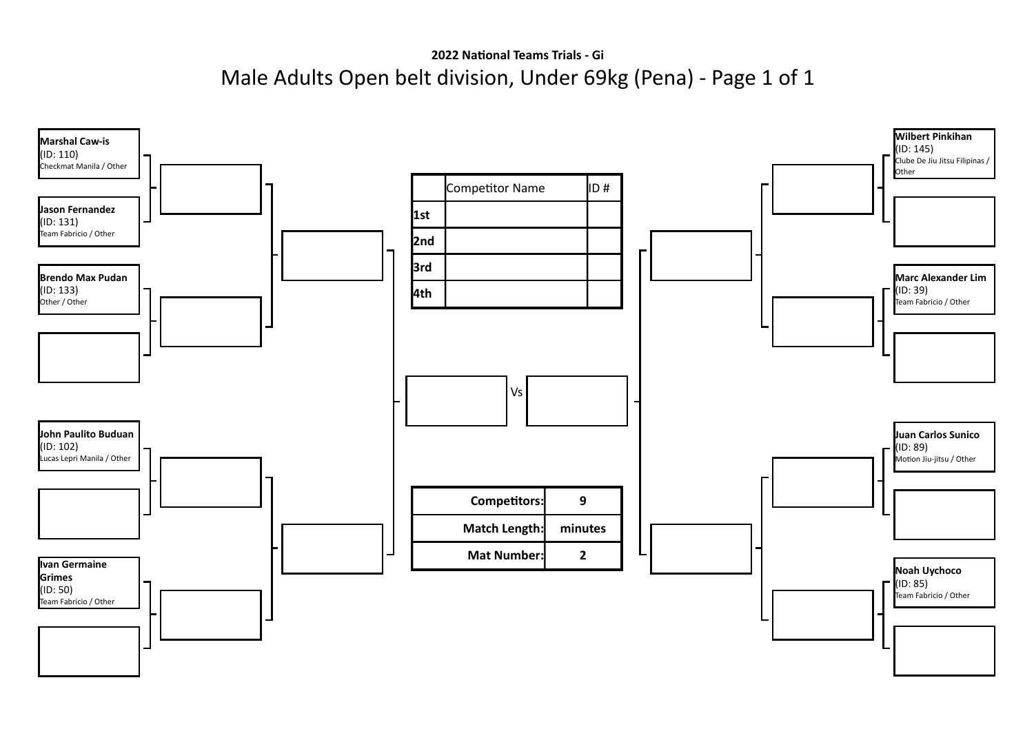**2022 National Teams Trials - Gi**

# Male Adults Open belt division, Under 69kg (Pena)

**Marshal Caw-is**
(ID: 110)
Checkmat Manila / Other

**Jason Fernandez**
(ID: 131)
Team Fabricio / Other

**Brendo Max Pudan**
(ID: 133)
Other / Other

**John Paulito Buduan**
(ID: 102)
Lucas Lepri Manila / Other

**Ivan Germaine Grimes**
(ID: 50)
Team Fabricio / Other

**Wilbert Pinkihan**
(ID: 145)
Clube De Jiu Jitsu Filipinas / Other

**Marc Alexander Lim**
(ID: 39)
Team Fabricio / Other

**Juan Carlos Sunico**
(ID: 89)
Motion Jiu-jitsu / Other

**Noah Uychoco**
(ID: 85)
Team Fabricio / Other

| | Competitor Name | ID # |
|---|---|---|
| 1st | | |
| 2nd | | |
| 3rd | | |
| 4th | | |

Vs

| | |
|---|---|
| Competitors: | 9 |
| Match Length: | minutes |
| Mat Number: | 2 |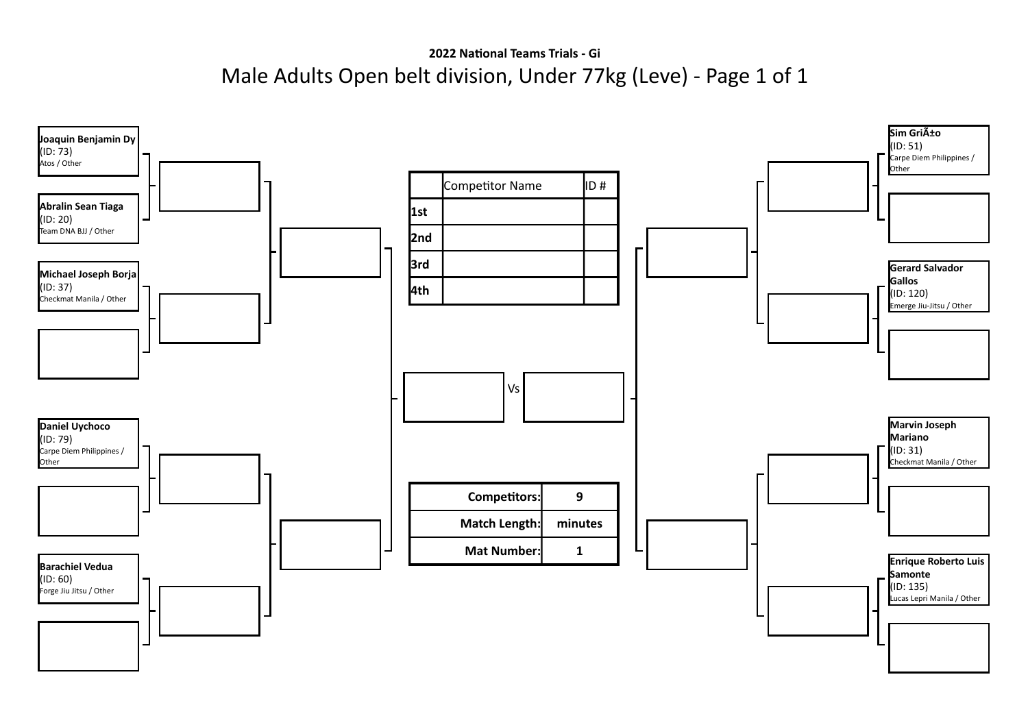**2022 National Teams Trials - Gi**

# Male Adults Open belt division, Under 77kg (Leve) - Page 1 of 1

**Joaquin Benjamin Dy**
(ID: 73)
Atos / Other

**Abralin Sean Tiaga**
(ID: 20)
Team DNA BJJ / Other

**Michael Joseph Borja**
(ID: 37)
Checkmat Manila / Other

**Daniel Uychoco**
(ID: 79)
Carpe Diem Philippines / Other

**Barachiel Vedua**
(ID: 60)
Forge Jiu Jitsu / Other

**Sim GriÃ±o**
(ID: 51)
Carpe Diem Philippines / Other

**Gerard Salvador Gallos**
(ID: 120)
Emerge Jiu-Jitsu / Other

**Marvin Joseph Mariano**
(ID: 31)
Checkmat Manila / Other

**Enrique Roberto Luis Samonte**
(ID: 135)
Lucas Lepri Manila / Other

| | Competitor Name | ID # |
|---|---|---|
| 1st | | |
| 2nd | | |
| 3rd | | |
| 4th | | |

Vs

| | |
|---|---|
| **Competitors:** | **9** |
| **Match Length:** | **minutes** |
| **Mat Number:** | **1** |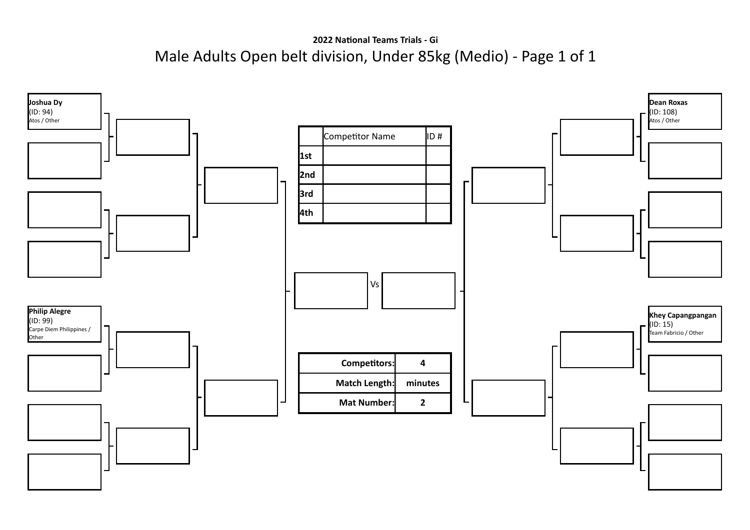**2022 National Teams Trials - Gi**

# Male Adults Open belt division, Under 85kg (Medio) - Page 1 of 1

**Joshua Dy**
(ID: 94)
Atos / Other

**Philip Alegre**
(ID: 99)
Carpe Diem Philippines / Other

**Dean Roxas**
(ID: 108)
Atos / Other

**Khey Capangpangan**
(ID: 15)
Team Fabricio / Other

| | Competitor Name | ID # |
|---|---|---|
| **1st** | | |
| **2nd** | | |
| **3rd** | | |
| **4th** | | |

Vs

| | |
|---|---|
| **Competitors:** | **4** |
| **Match Length:** | **minutes** |
| **Mat Number:** | **2** |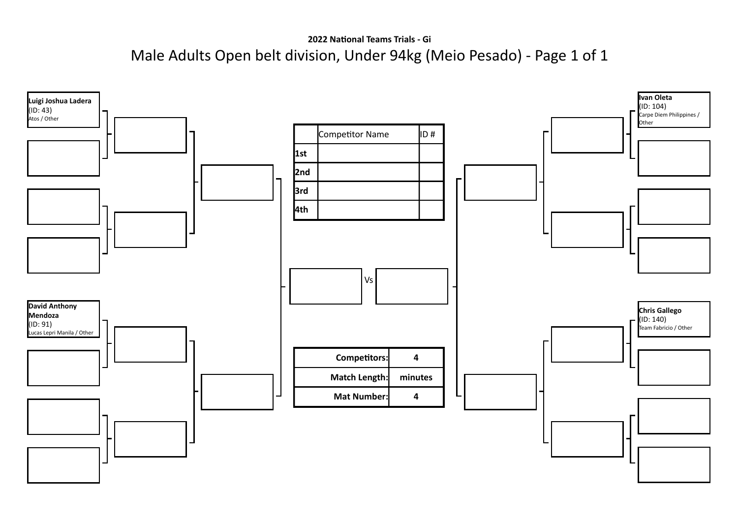**2022 National Teams Trials - Gi**

# Male Adults Open belt division, Under 94kg (Meio Pesado) - Page 1 of 1

**Luigi Joshua Ladera**
(ID: 43)
Atos / Other

**David Anthony Mendoza**
(ID: 91)
Lucas Lepri Manila / Other

**Ivan Oleta**
(ID: 104)
Carpe Diem Philippines / Other

**Chris Gallego**
(ID: 140)
Team Fabricio / Other

| | Competitor Name | ID # |
|---|---|---|
| 1st | | |
| 2nd | | |
| 3rd | | |
| 4th | | |

Vs

| | |
|---|---|
| **Competitors:** | 4 |
| **Match Length:** | minutes |
| **Mat Number:** | 4 |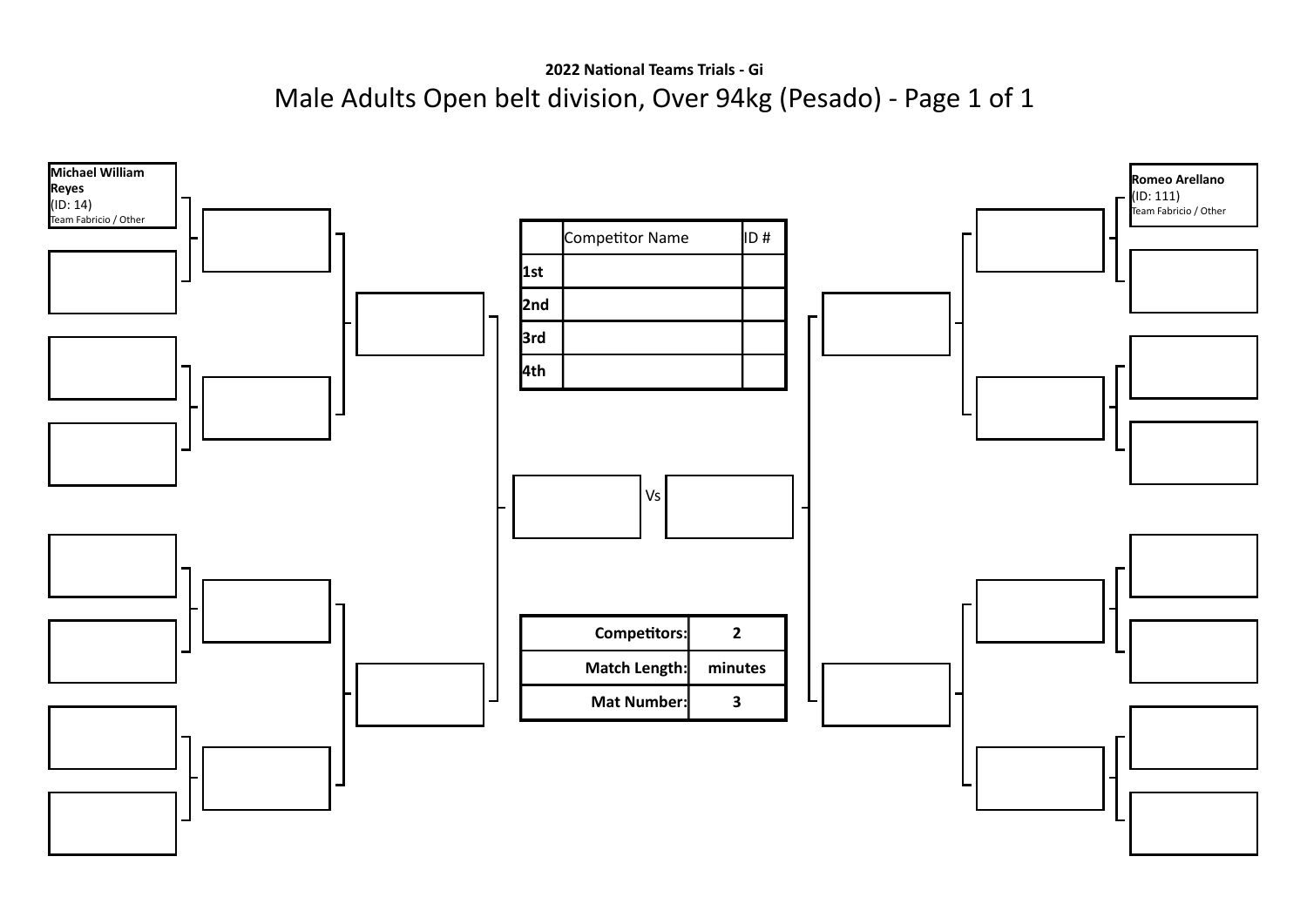**2022 National Teams Trials - Gi**

# Male Adults Open belt division, Over 94kg (Pesado) - Page 1 of 1

**Michael William Reyes**
(ID: 14)
Team Fabricio / Other

**Romeo Arellano**
(ID: 111)
Team Fabricio / Other

| | Competitor Name | ID # |
|---|---|---|
| 1st | | |
| 2nd | | |
| 3rd | | |
| 4th | | |

Vs

| | |
|---|---|
| **Competitors:** | **2** |
| **Match Length:** | **minutes** |
| **Mat Number:** | **3** |